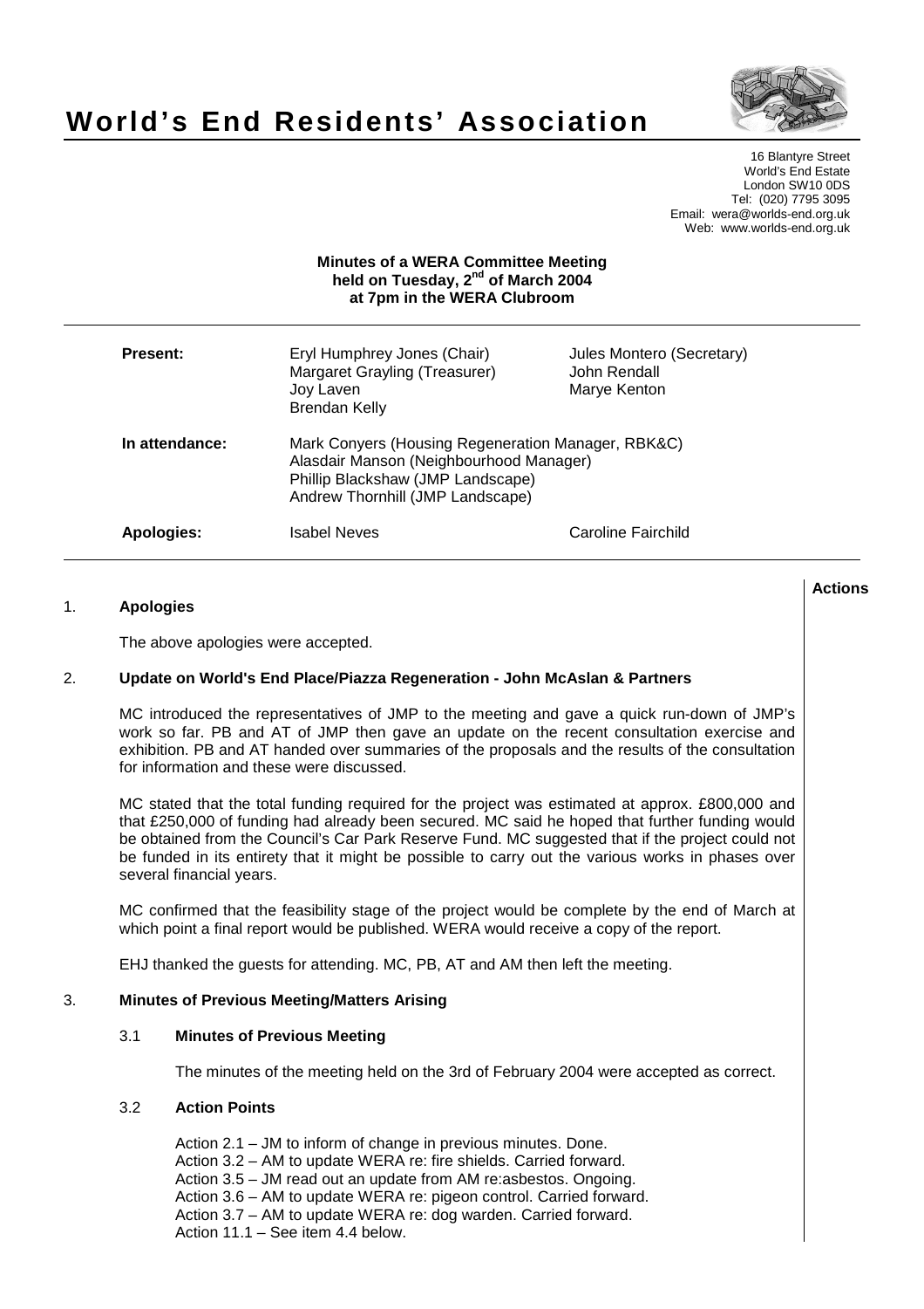# World's End Residents' Association

16 Blantyre Street
World's End Estate
London SW10 0DS
Tel: (020) 7795 3095
Email: wera@worlds-end.org.uk
Web: www.worlds-end.org.uk

**Minutes of a WERA Committee Meeting held on Tuesday, 2nd of March 2004 at 7pm in the WERA Clubroom**

| | | |
|---|---|---|
| **Present:** | Eryl Humphrey Jones (Chair)<br>Margaret Grayling (Treasurer)<br>Joy Laven<br>Brendan Kelly | Jules Montero (Secretary)<br>John Rendall<br>Marye Kenton |
| **In attendance:** | Mark Conyers (Housing Regeneration Manager, RBK&C)<br>Alasdair Manson (Neighbourhood Manager)<br>Phillip Blackshaw (JMP Landscape)<br>Andrew Thornhill (JMP Landscape) | |
| **Apologies:** | Isabel Neves | Caroline Fairchild |

**Actions**

1. **Apologies**

   The above apologies were accepted.

2. **Update on World's End Place/Piazza Regeneration - John McAslan & Partners**

   MC introduced the representatives of JMP to the meeting and gave a quick run-down of JMP's work so far. PB and AT of JMP then gave an update on the recent consultation exercise and exhibition. PB and AT handed over summaries of the proposals and the results of the consultation for information and these were discussed.

   MC stated that the total funding required for the project was estimated at approx. £800,000 and that £250,000 of funding had already been secured. MC said he hoped that further funding would be obtained from the Council's Car Park Reserve Fund. MC suggested that if the project could not be funded in its entirety that it might be possible to carry out the various works in phases over several financial years.

   MC confirmed that the feasibility stage of the project would be complete by the end of March at which point a final report would be published. WERA would receive a copy of the report.

   EHJ thanked the guests for attending. MC, PB, AT and AM then left the meeting.

3. **Minutes of Previous Meeting/Matters Arising**

   3.1 **Minutes of Previous Meeting**

   The minutes of the meeting held on the 3rd of February 2004 were accepted as correct.

   3.2 **Action Points**

   Action 2.1 – JM to inform of change in previous minutes. Done.
   Action 3.2 – AM to update WERA re: fire shields. Carried forward.
   Action 3.5 – JM read out an update from AM re:asbestos. Ongoing.
   Action 3.6 – AM to update WERA re: pigeon control. Carried forward.
   Action 3.7 – AM to update WERA re: dog warden. Carried forward.
   Action 11.1 – See item 4.4 below.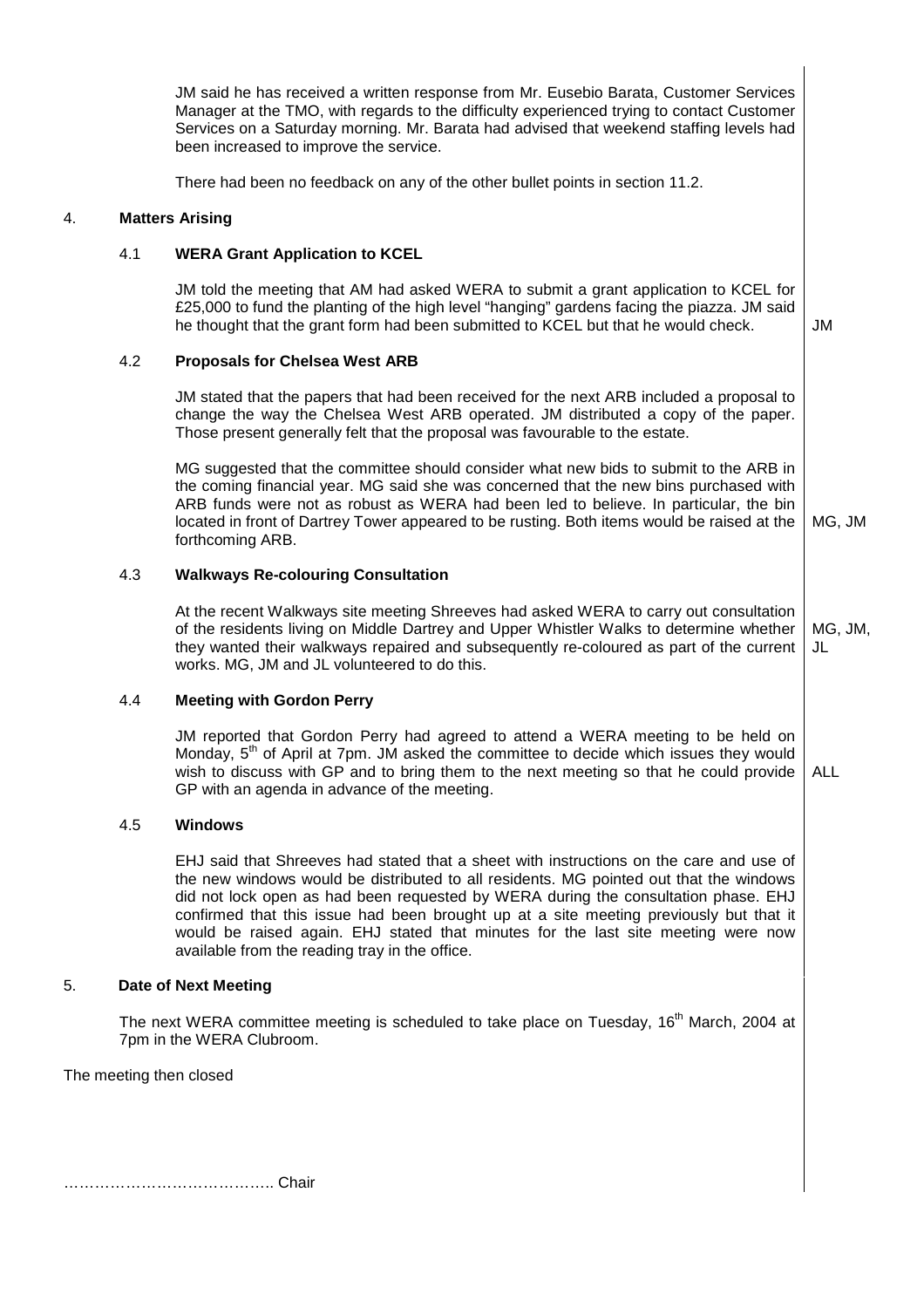JM said he has received a written response from Mr. Eusebio Barata, Customer Services Manager at the TMO, with regards to the difficulty experienced trying to contact Customer Services on a Saturday morning. Mr. Barata had advised that weekend staffing levels had been increased to improve the service.

There had been no feedback on any of the other bullet points in section 11.2.

## 4. Matters Arising

### 4.1 WERA Grant Application to KCEL

JM told the meeting that AM had asked WERA to submit a grant application to KCEL for £25,000 to fund the planting of the high level "hanging" gardens facing the piazza. JM said he thought that the grant form had been submitted to KCEL but that he would check. **JM**

### 4.2 Proposals for Chelsea West ARB

JM stated that the papers that had been received for the next ARB included a proposal to change the way the Chelsea West ARB operated. JM distributed a copy of the paper. Those present generally felt that the proposal was favourable to the estate.

MG suggested that the committee should consider what new bids to submit to the ARB in the coming financial year. MG said she was concerned that the new bins purchased with ARB funds were not as robust as WERA had been led to believe. In particular, the bin located in front of Dartrey Tower appeared to be rusting. Both items would be raised at the forthcoming ARB. **MG, JM**

### 4.3 Walkways Re-colouring Consultation

At the recent Walkways site meeting Shreeves had asked WERA to carry out consultation of the residents living on Middle Dartrey and Upper Whistler Walks to determine whether they wanted their walkways repaired and subsequently re-coloured as part of the current works. MG, JM and JL volunteered to do this. **MG, JM, JL**

### 4.4 Meeting with Gordon Perry

JM reported that Gordon Perry had agreed to attend a WERA meeting to be held on Monday, 5th of April at 7pm. JM asked the committee to decide which issues they would wish to discuss with GP and to bring them to the next meeting so that he could provide GP with an agenda in advance of the meeting. **ALL**

### 4.5 Windows

EHJ said that Shreeves had stated that a sheet with instructions on the care and use of the new windows would be distributed to all residents. MG pointed out that the windows did not lock open as had been requested by WERA during the consultation phase. EHJ confirmed that this issue had been brought up at a site meeting previously but that it would be raised again. EHJ stated that minutes for the last site meeting were now available from the reading tray in the office.

## 5. Date of Next Meeting

The next WERA committee meeting is scheduled to take place on Tuesday, 16th March, 2004 at 7pm in the WERA Clubroom.

The meeting then closed

………………………………….. Chair